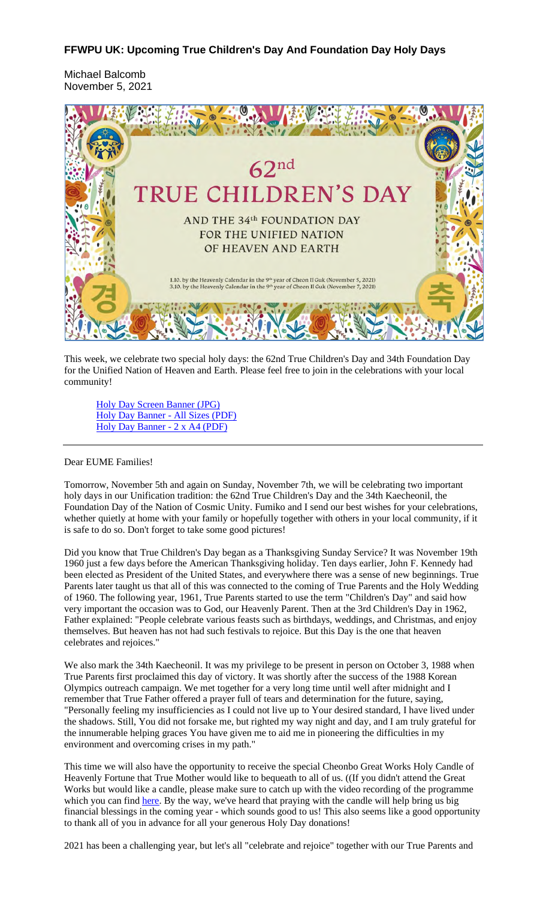## FFWPU UK: Upcoming True Children's Day And Foundation Day Holy Days

Michael Balcomb
November 5, 2021

62nd
TRUE CHILDREN'S DAY

AND THE 34th FOUNDATION DAY
FOR THE UNIFIED NATION
OF HEAVEN AND EARTH

1.10. by the Heavenly Calendar in the 9th year of Cheon Il Guk (November 5, 2021)
3.10. by the Heavenly Calendar in the 9th year of Cheon Il Guk (November 7, 2021)

경 축

This week, we celebrate two special holy days: the 62nd True Children's Day and 34th Foundation Day for the Unified Nation of Heaven and Earth. Please feel free to join in the celebrations with your local community!

- Holy Day Screen Banner (JPG)
- Holy Day Banner - All Sizes (PDF)
- Holy Day Banner - 2 x A4 (PDF)

---

Dear EUME Families!

Tomorrow, November 5th and again on Sunday, November 7th, we will be celebrating two important holy days in our Unification tradition: the 62nd True Children's Day and the 34th Kaecheonil, the Foundation Day of the Nation of Cosmic Unity. Fumiko and I send our best wishes for your celebrations, whether quietly at home with your family or hopefully together with others in your local community, if it is safe to do so. Don't forget to take some good pictures!

Did you know that True Children's Day began as a Thanksgiving Sunday Service? It was November 19th 1960 just a few days before the American Thanksgiving holiday. Ten days earlier, John F. Kennedy had been elected as President of the United States, and everywhere there was a sense of new beginnings. True Parents later taught us that all of this was connected to the coming of True Parents and the Holy Wedding of 1960. The following year, 1961, True Parents started to use the term "Children's Day" and said how very important the occasion was to God, our Heavenly Parent. Then at the 3rd Children's Day in 1962, Father explained: "People celebrate various feasts such as birthdays, weddings, and Christmas, and enjoy themselves. But heaven has not had such festivals to rejoice. But this Day is the one that heaven celebrates and rejoices."

We also mark the 34th Kaecheonil. It was my privilege to be present in person on October 3, 1988 when True Parents first proclaimed this day of victory. It was shortly after the success of the 1988 Korean Olympics outreach campaign. We met together for a very long time until well after midnight and I remember that True Father offered a prayer full of tears and determination for the future, saying, "Personally feeling my insufficiencies as I could not live up to Your desired standard, I have lived under the shadows. Still, You did not forsake me, but righted my way night and day, and I am truly grateful for the innumerable helping graces You have given me to aid me in pioneering the difficulties in my environment and overcoming crises in my path."

This time we will also have the opportunity to receive the special Cheonbo Great Works Holy Candle of Heavenly Fortune that True Mother would like to bequeath to all of us. ((If you didn't attend the Great Works but would like a candle, please make sure to catch up with the video recording of the programme which you can find here. By the way, we've heard that praying with the candle will help bring us big financial blessings in the coming year - which sounds good to us! This also seems like a good opportunity to thank all of you in advance for all your generous Holy Day donations!

2021 has been a challenging year, but let's all "celebrate and rejoice" together with our True Parents and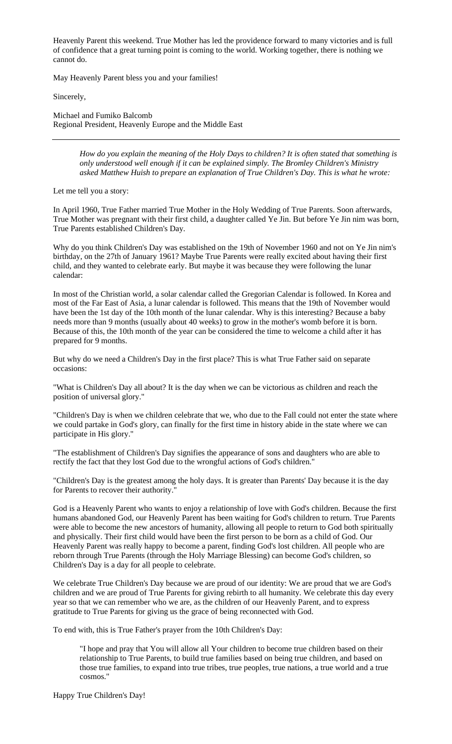Heavenly Parent this weekend. True Mother has led the providence forward to many victories and is full of confidence that a great turning point is coming to the world. Working together, there is nothing we cannot do.

May Heavenly Parent bless you and your families!

Sincerely,

Michael and Fumiko Balcomb
Regional President, Heavenly Europe and the Middle East

---

> *How do you explain the meaning of the Holy Days to children? It is often stated that something is only understood well enough if it can be explained simply. The Bromley Children's Ministry asked Matthew Huish to prepare an explanation of True Children's Day. This is what he wrote:*

Let me tell you a story:

In April 1960, True Father married True Mother in the Holy Wedding of True Parents. Soon afterwards, True Mother was pregnant with their first child, a daughter called Ye Jin. But before Ye Jin nim was born, True Parents established Children's Day.

Why do you think Children's Day was established on the 19th of November 1960 and not on Ye Jin nim's birthday, on the 27th of January 1961? Maybe True Parents were really excited about having their first child, and they wanted to celebrate early. But maybe it was because they were following the lunar calendar:

In most of the Christian world, a solar calendar called the Gregorian Calendar is followed. In Korea and most of the Far East of Asia, a lunar calendar is followed. This means that the 19th of November would have been the 1st day of the 10th month of the lunar calendar. Why is this interesting? Because a baby needs more than 9 months (usually about 40 weeks) to grow in the mother's womb before it is born. Because of this, the 10th month of the year can be considered the time to welcome a child after it has prepared for 9 months.

But why do we need a Children's Day in the first place? This is what True Father said on separate occasions:

"What is Children's Day all about? It is the day when we can be victorious as children and reach the position of universal glory."

"Children's Day is when we children celebrate that we, who due to the Fall could not enter the state where we could partake in God's glory, can finally for the first time in history abide in the state where we can participate in His glory."

"The establishment of Children's Day signifies the appearance of sons and daughters who are able to rectify the fact that they lost God due to the wrongful actions of God's children."

"Children's Day is the greatest among the holy days. It is greater than Parents' Day because it is the day for Parents to recover their authority."

God is a Heavenly Parent who wants to enjoy a relationship of love with God's children. Because the first humans abandoned God, our Heavenly Parent has been waiting for God's children to return. True Parents were able to become the new ancestors of humanity, allowing all people to return to God both spiritually and physically. Their first child would have been the first person to be born as a child of God. Our Heavenly Parent was really happy to become a parent, finding God's lost children. All people who are reborn through True Parents (through the Holy Marriage Blessing) can become God's children, so Children's Day is a day for all people to celebrate.

We celebrate True Children's Day because we are proud of our identity: We are proud that we are God's children and we are proud of True Parents for giving rebirth to all humanity. We celebrate this day every year so that we can remember who we are, as the children of our Heavenly Parent, and to express gratitude to True Parents for giving us the grace of being reconnected with God.

To end with, this is True Father's prayer from the 10th Children's Day:

> "I hope and pray that You will allow all Your children to become true children based on their relationship to True Parents, to build true families based on being true children, and based on those true families, to expand into true tribes, true peoples, true nations, a true world and a true cosmos."

Happy True Children's Day!